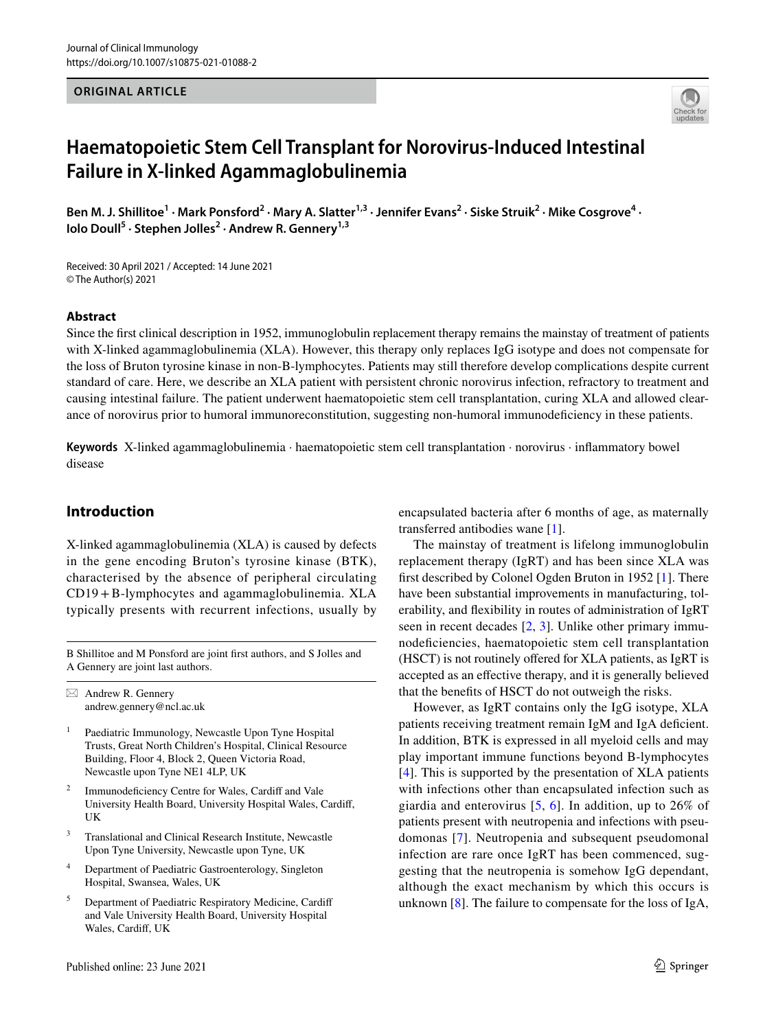ORIGINAL ARTICLE

# Haematopoietic Stem Cell Transplant for Norovirus-Induced Intestinal Failure in X-linked Agammaglobulinemia

**Ben M. J. Shillitoe[1] · Mark Ponsford[2] · Mary A. Slatter[1,3] · Jennifer Evans[2] · Siske Struik[2] · Mike Cosgrove[4] · Iolo Doull[5] · Stephen Jolles[2] · Andrew R. Gennery[1,3]**

Received: 30 April 2021 / Accepted: 14 June 2021
© The Author(s) 2021

## Abstract

Since the first clinical description in 1952, immunoglobulin replacement therapy remains the mainstay of treatment of patients with X-linked agammaglobulinemia (XLA). However, this therapy only replaces IgG isotype and does not compensate for the loss of Bruton tyrosine kinase in non-B-lymphocytes. Patients may still therefore develop complications despite current standard of care. Here, we describe an XLA patient with persistent chronic norovirus infection, refractory to treatment and causing intestinal failure. The patient underwent haematopoietic stem cell transplantation, curing XLA and allowed clearance of norovirus prior to humoral immunoreconstitution, suggesting non-humoral immunodeficiency in these patients.

**Keywords** X-linked agammaglobulinemia · haematopoietic stem cell transplantation · norovirus · inflammatory bowel disease

## Introduction

X-linked agammaglobulinemia (XLA) is caused by defects in the gene encoding Bruton's tyrosine kinase (BTK), characterised by the absence of peripheral circulating CD19+B-lymphocytes and agammaglobulinemia. XLA typically presents with recurrent infections, usually by encapsulated bacteria after 6 months of age, as maternally transferred antibodies wane [1].

The mainstay of treatment is lifelong immunoglobulin replacement therapy (IgRT) and has been since XLA was first described by Colonel Ogden Bruton in 1952 [1]. There have been substantial improvements in manufacturing, tolerability, and flexibility in routes of administration of IgRT seen in recent decades [2, 3]. Unlike other primary immunodeficiencies, haematopoietic stem cell transplantation (HSCT) is not routinely offered for XLA patients, as IgRT is accepted as an effective therapy, and it is generally believed that the benefits of HSCT do not outweigh the risks.

However, as IgRT contains only the IgG isotype, XLA patients receiving treatment remain IgM and IgA deficient. In addition, BTK is expressed in all myeloid cells and may play important immune functions beyond B-lymphocytes [4]. This is supported by the presentation of XLA patients with infections other than encapsulated infection such as giardia and enterovirus [5, 6]. In addition, up to 26% of patients present with neutropenia and infections with pseudomonas [7]. Neutropenia and subsequent pseudomonal infection are rare once IgRT has been commenced, suggesting that the neutropenia is somehow IgG dependant, although the exact mechanism by which this occurs is unknown [8]. The failure to compensate for the loss of IgA,

B Shillitoe and M Ponsford are joint first authors, and S Jolles and A Gennery are joint last authors.

✉ Andrew R. Gennery
andrew.gennery@ncl.ac.uk

1 Paediatric Immunology, Newcastle Upon Tyne Hospital Trusts, Great North Children's Hospital, Clinical Resource Building, Floor 4, Block 2, Queen Victoria Road, Newcastle upon Tyne NE1 4LP, UK

2 Immunodeficiency Centre for Wales, Cardiff and Vale University Health Board, University Hospital Wales, Cardiff, UK

3 Translational and Clinical Research Institute, Newcastle Upon Tyne University, Newcastle upon Tyne, UK

4 Department of Paediatric Gastroenterology, Singleton Hospital, Swansea, Wales, UK

5 Department of Paediatric Respiratory Medicine, Cardiff and Vale University Health Board, University Hospital Wales, Cardiff, UK

Published online: 23 June 2021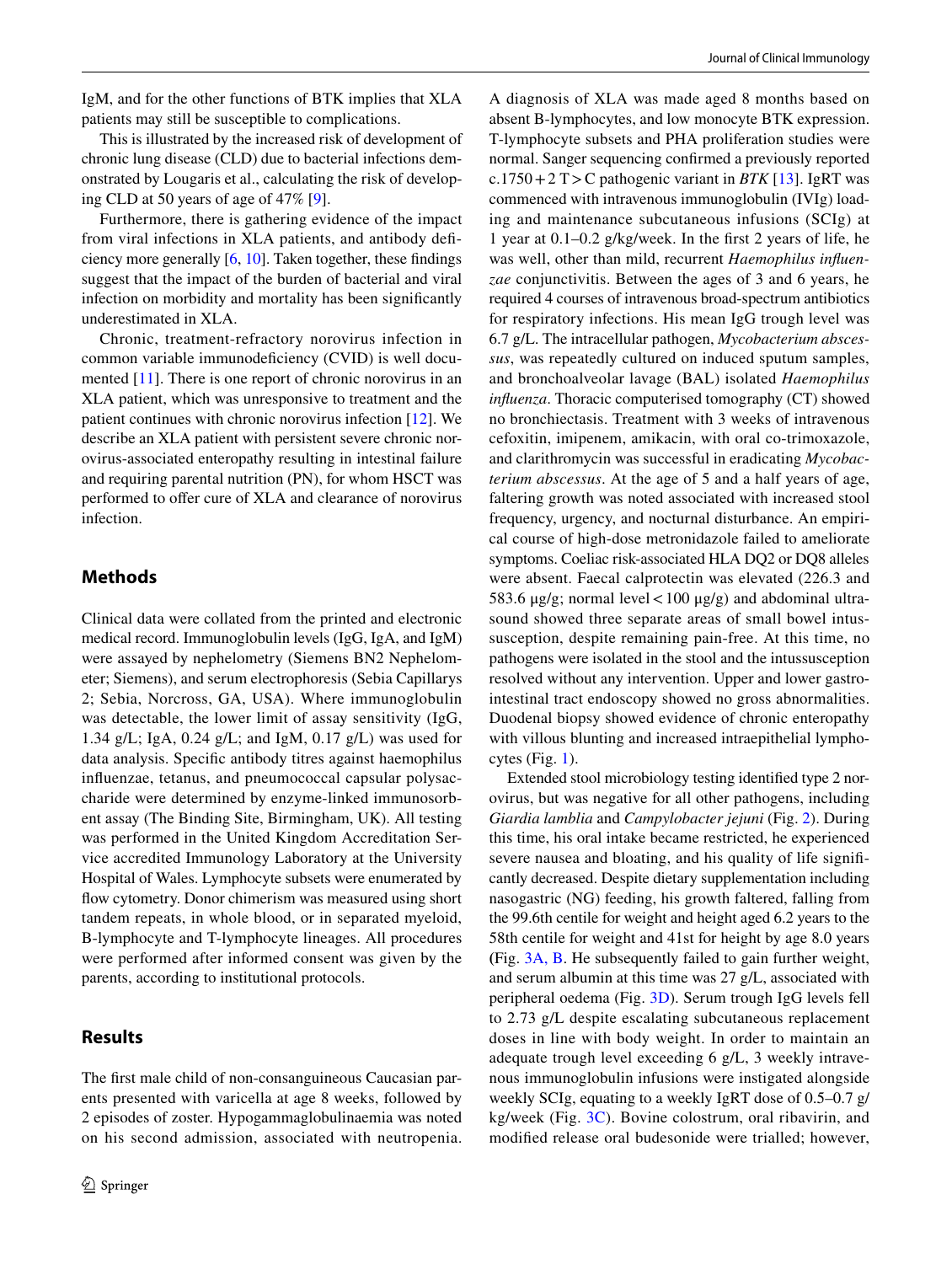IgM, and for the other functions of BTK implies that XLA patients may still be susceptible to complications.

This is illustrated by the increased risk of development of chronic lung disease (CLD) due to bacterial infections demonstrated by Lougaris et al., calculating the risk of developing CLD at 50 years of age of 47% [9].

Furthermore, there is gathering evidence of the impact from viral infections in XLA patients, and antibody deficiency more generally [6, 10]. Taken together, these findings suggest that the impact of the burden of bacterial and viral infection on morbidity and mortality has been significantly underestimated in XLA.

Chronic, treatment-refractory norovirus infection in common variable immunodeficiency (CVID) is well documented [11]. There is one report of chronic norovirus in an XLA patient, which was unresponsive to treatment and the patient continues with chronic norovirus infection [12]. We describe an XLA patient with persistent severe chronic norovirus-associated enteropathy resulting in intestinal failure and requiring parental nutrition (PN), for whom HSCT was performed to offer cure of XLA and clearance of norovirus infection.

## Methods

Clinical data were collated from the printed and electronic medical record. Immunoglobulin levels (IgG, IgA, and IgM) were assayed by nephelometry (Siemens BN2 Nephelometer; Siemens), and serum electrophoresis (Sebia Capillarys 2; Sebia, Norcross, GA, USA). Where immunoglobulin was detectable, the lower limit of assay sensitivity (IgG, 1.34 g/L; IgA, 0.24 g/L; and IgM, 0.17 g/L) was used for data analysis. Specific antibody titres against haemophilus influenzae, tetanus, and pneumococcal capsular polysaccharide were determined by enzyme-linked immunosorbent assay (The Binding Site, Birmingham, UK). All testing was performed in the United Kingdom Accreditation Service accredited Immunology Laboratory at the University Hospital of Wales. Lymphocyte subsets were enumerated by flow cytometry. Donor chimerism was measured using short tandem repeats, in whole blood, or in separated myeloid, B-lymphocyte and T-lymphocyte lineages. All procedures were performed after informed consent was given by the parents, according to institutional protocols.

## Results

The first male child of non-consanguineous Caucasian parents presented with varicella at age 8 weeks, followed by 2 episodes of zoster. Hypogammaglobulinaemia was noted on his second admission, associated with neutropenia. A diagnosis of XLA was made aged 8 months based on absent B-lymphocytes, and low monocyte BTK expression. T-lymphocyte subsets and PHA proliferation studies were normal. Sanger sequencing confirmed a previously reported c.1750 + 2 T > C pathogenic variant in *BTK* [13]. IgRT was commenced with intravenous immunoglobulin (IVIg) loading and maintenance subcutaneous infusions (SCIg) at 1 year at 0.1–0.2 g/kg/week. In the first 2 years of life, he was well, other than mild, recurrent *Haemophilus influenzae* conjunctivitis. Between the ages of 3 and 6 years, he required 4 courses of intravenous broad-spectrum antibiotics for respiratory infections. His mean IgG trough level was 6.7 g/L. The intracellular pathogen, *Mycobacterium abscessus*, was repeatedly cultured on induced sputum samples, and bronchoalveolar lavage (BAL) isolated *Haemophilus influenza*. Thoracic computerised tomography (CT) showed no bronchiectasis. Treatment with 3 weeks of intravenous cefoxitin, imipenem, amikacin, with oral co-trimoxazole, and clarithromycin was successful in eradicating *Mycobacterium abscessus*. At the age of 5 and a half years of age, faltering growth was noted associated with increased stool frequency, urgency, and nocturnal disturbance. An empirical course of high-dose metronidazole failed to ameliorate symptoms. Coeliac risk-associated HLA DQ2 or DQ8 alleles were absent. Faecal calprotectin was elevated (226.3 and 583.6 µg/g; normal level < 100 µg/g) and abdominal ultrasound showed three separate areas of small bowel intussusception, despite remaining pain-free. At this time, no pathogens were isolated in the stool and the intussusception resolved without any intervention. Upper and lower gastrointestinal tract endoscopy showed no gross abnormalities. Duodenal biopsy showed evidence of chronic enteropathy with villous blunting and increased intraepithelial lymphocytes (Fig. 1).

Extended stool microbiology testing identified type 2 norovirus, but was negative for all other pathogens, including *Giardia lamblia* and *Campylobacter jejuni* (Fig. 2). During this time, his oral intake became restricted, he experienced severe nausea and bloating, and his quality of life significantly decreased. Despite dietary supplementation including nasogastric (NG) feeding, his growth faltered, falling from the 99.6th centile for weight and height aged 6.2 years to the 58th centile for weight and 41st for height by age 8.0 years (Fig. 3A, B. He subsequently failed to gain further weight, and serum albumin at this time was 27 g/L, associated with peripheral oedema (Fig. 3D). Serum trough IgG levels fell to 2.73 g/L despite escalating subcutaneous replacement doses in line with body weight. In order to maintain an adequate trough level exceeding 6 g/L, 3 weekly intravenous immunoglobulin infusions were instigated alongside weekly SCIg, equating to a weekly IgRT dose of 0.5–0.7 g/kg/week (Fig. 3C). Bovine colostrum, oral ribavirin, and modified release oral budesonide were trialled; however,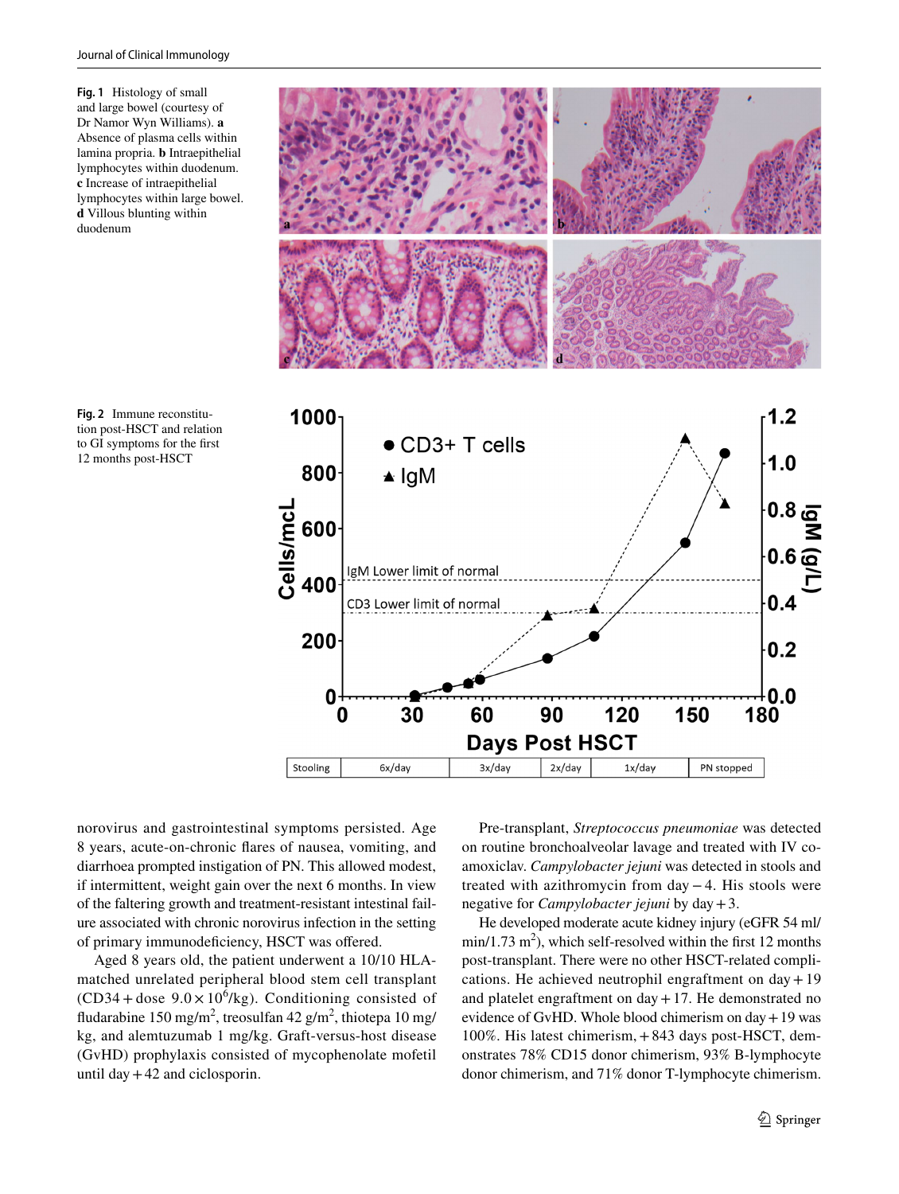Fig. 1 Histology of small and large bowel (courtesy of Dr Namor Wyn Williams). **a** Absence of plasma cells within lamina propria. **b** Intraepithelial lymphocytes within duodenum. **c** Increase of intraepithelial lymphocytes within large bowel. **d** Villous blunting within duodenum

Fig. 2 Immune reconstitution post-HSCT and relation to GI symptoms for the first 12 months post-HSCT

norovirus and gastrointestinal symptoms persisted. Age 8 years, acute-on-chronic flares of nausea, vomiting, and diarrhoea prompted instigation of PN. This allowed modest, if intermittent, weight gain over the next 6 months. In view of the faltering growth and treatment-resistant intestinal failure associated with chronic norovirus infection in the setting of primary immunodeficiency, HSCT was offered.

Aged 8 years old, the patient underwent a 10/10 HLA-matched unrelated peripheral blood stem cell transplant (CD34 + dose $9.0 \times 10^{6}$/kg). Conditioning consisted of fludarabine 150 mg/m$^{2}$, treosulfan 42 g/m$^{2}$, thiotepa 10 mg/kg, and alemtuzumab 1 mg/kg. Graft-versus-host disease (GvHD) prophylaxis consisted of mycophenolate mofetil until day + 42 and ciclosporin.

Pre-transplant, *Streptococcus pneumoniae* was detected on routine bronchoalveolar lavage and treated with IV co-amoxiclav. *Campylobacter jejuni* was detected in stools and treated with azithromycin from day − 4. His stools were negative for *Campylobacter jejuni* by day + 3.

He developed moderate acute kidney injury (eGFR 54 ml/min/1.73 m$^{2}$), which self-resolved within the first 12 months post-transplant. There were no other HSCT-related complications. He achieved neutrophil engraftment on day + 19 and platelet engraftment on day + 17. He demonstrated no evidence of GvHD. Whole blood chimerism on day + 19 was 100%. His latest chimerism, + 843 days post-HSCT, demonstrates 78% CD15 donor chimerism, 93% B-lymphocyte donor chimerism, and 71% donor T-lymphocyte chimerism.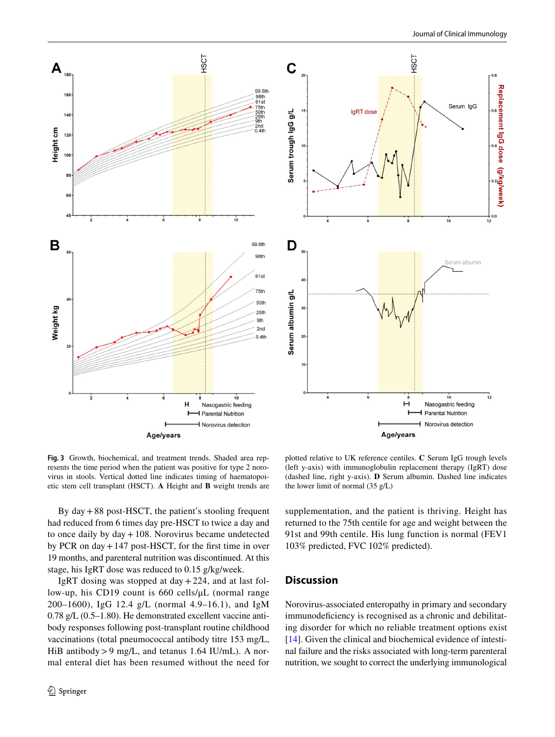Fig. 3 Growth, biochemical, and treatment trends. Shaded area represents the time period when the patient was positive for type 2 norovirus in stools. Vertical dotted line indicates timing of haematopoietic stem cell transplant (HSCT). **A** Height and **B** weight trends are plotted relative to UK reference centiles. **C** Serum IgG trough levels (left y-axis) with immunoglobulin replacement therapy (IgRT) dose (dashed line, right y-axis). **D** Serum albumin. Dashed line indicates the lower limit of normal (35 g/L)

By day + 88 post-HSCT, the patient's stooling frequent had reduced from 6 times day pre-HSCT to twice a day and to once daily by day + 108. Norovirus became undetected by PCR on day + 147 post-HSCT, for the first time in over 19 months, and parenteral nutrition was discontinued. At this stage, his IgRT dose was reduced to 0.15 g/kg/week.

IgRT dosing was stopped at day + 224, and at last follow-up, his CD19 count is 660 cells/μL (normal range 200–1600), IgG 12.4 g/L (normal 4.9–16.1), and IgM 0.78 g/L (0.5–1.80). He demonstrated excellent vaccine antibody responses following post-transplant routine childhood vaccinations (total pneumococcal antibody titre 153 mg/L, HiB antibody > 9 mg/L, and tetanus 1.64 IU/mL). A normal enteral diet has been resumed without the need for supplementation, and the patient is thriving. Height has returned to the 75th centile for age and weight between the 91st and 99th centile. His lung function is normal (FEV1 103% predicted, FVC 102% predicted).

## Discussion

Norovirus-associated enteropathy in primary and secondary immunodeficiency is recognised as a chronic and debilitating disorder for which no reliable treatment options exist [14]. Given the clinical and biochemical evidence of intestinal failure and the risks associated with long-term parenteral nutrition, we sought to correct the underlying immunological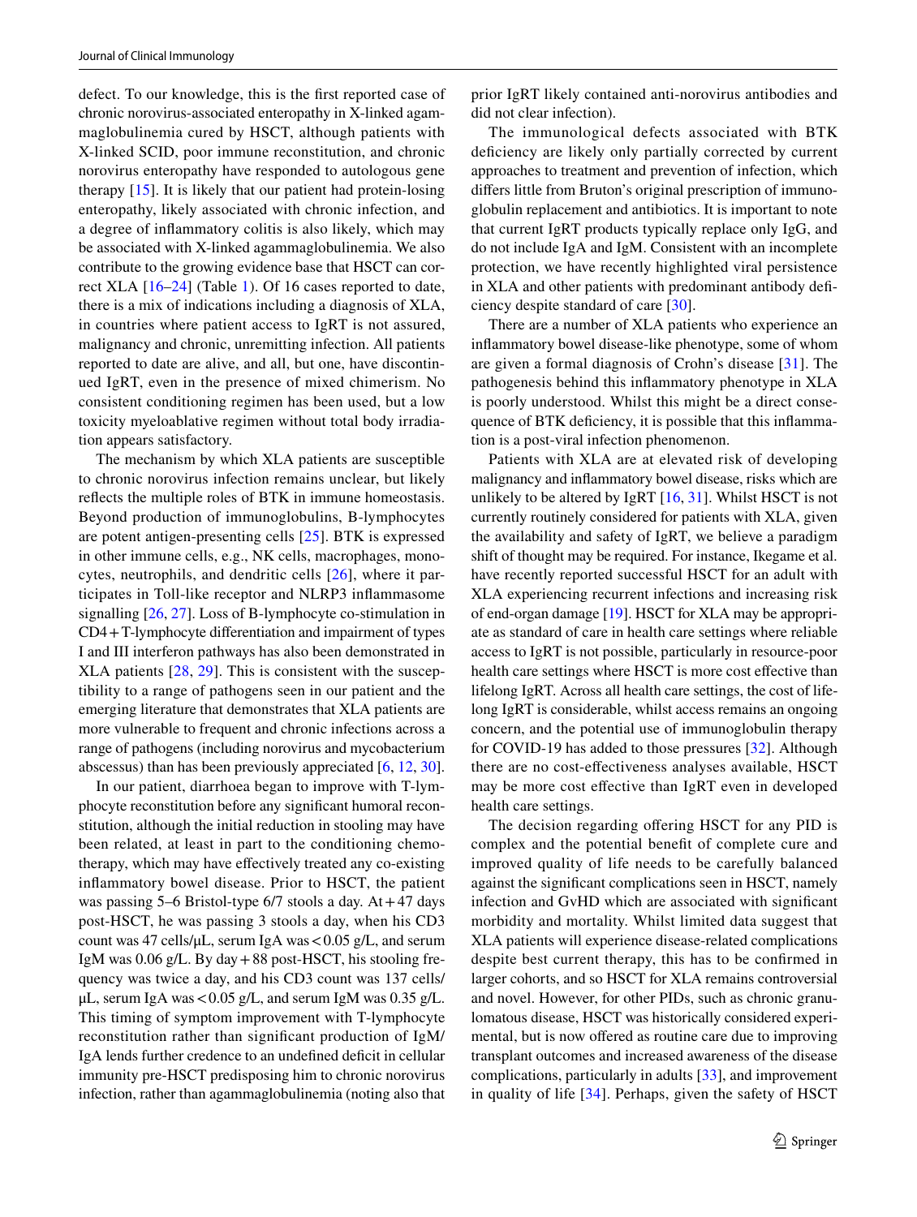defect. To our knowledge, this is the first reported case of chronic norovirus-associated enteropathy in X-linked agammaglobulinemia cured by HSCT, although patients with X-linked SCID, poor immune reconstitution, and chronic norovirus enteropathy have responded to autologous gene therapy [15]. It is likely that our patient had protein-losing enteropathy, likely associated with chronic infection, and a degree of inflammatory colitis is also likely, which may be associated with X-linked agammaglobulinemia. We also contribute to the growing evidence base that HSCT can correct XLA [16–24] (Table 1). Of 16 cases reported to date, there is a mix of indications including a diagnosis of XLA, in countries where patient access to IgRT is not assured, malignancy and chronic, unremitting infection. All patients reported to date are alive, and all, but one, have discontinued IgRT, even in the presence of mixed chimerism. No consistent conditioning regimen has been used, but a low toxicity myeloablative regimen without total body irradiation appears satisfactory.

The mechanism by which XLA patients are susceptible to chronic norovirus infection remains unclear, but likely reflects the multiple roles of BTK in immune homeostasis. Beyond production of immunoglobulins, B-lymphocytes are potent antigen-presenting cells [25]. BTK is expressed in other immune cells, e.g., NK cells, macrophages, monocytes, neutrophils, and dendritic cells [26], where it participates in Toll-like receptor and NLRP3 inflammasome signalling [26, 27]. Loss of B-lymphocyte co-stimulation in CD4 + T-lymphocyte differentiation and impairment of types I and III interferon pathways has also been demonstrated in XLA patients [28, 29]. This is consistent with the susceptibility to a range of pathogens seen in our patient and the emerging literature that demonstrates that XLA patients are more vulnerable to frequent and chronic infections across a range of pathogens (including norovirus and mycobacterium abscessus) than has been previously appreciated [6, 12, 30].

In our patient, diarrhoea began to improve with T-lymphocyte reconstitution before any significant humoral reconstitution, although the initial reduction in stooling may have been related, at least in part to the conditioning chemotherapy, which may have effectively treated any co-existing inflammatory bowel disease. Prior to HSCT, the patient was passing 5–6 Bristol-type 6/7 stools a day. At + 47 days post-HSCT, he was passing 3 stools a day, when his CD3 count was 47 cells/μL, serum IgA was < 0.05 g/L, and serum IgM was 0.06 g/L. By day + 88 post-HSCT, his stooling frequency was twice a day, and his CD3 count was 137 cells/μL, serum IgA was < 0.05 g/L, and serum IgM was 0.35 g/L. This timing of symptom improvement with T-lymphocyte reconstitution rather than significant production of IgM/IgA lends further credence to an undefined deficit in cellular immunity pre-HSCT predisposing him to chronic norovirus infection, rather than agammaglobulinemia (noting also that prior IgRT likely contained anti-norovirus antibodies and did not clear infection).

The immunological defects associated with BTK deficiency are likely only partially corrected by current approaches to treatment and prevention of infection, which differs little from Bruton's original prescription of immunoglobulin replacement and antibiotics. It is important to note that current IgRT products typically replace only IgG, and do not include IgA and IgM. Consistent with an incomplete protection, we have recently highlighted viral persistence in XLA and other patients with predominant antibody deficiency despite standard of care [30].

There are a number of XLA patients who experience an inflammatory bowel disease-like phenotype, some of whom are given a formal diagnosis of Crohn's disease [31]. The pathogenesis behind this inflammatory phenotype in XLA is poorly understood. Whilst this might be a direct consequence of BTK deficiency, it is possible that this inflammation is a post-viral infection phenomenon.

Patients with XLA are at elevated risk of developing malignancy and inflammatory bowel disease, risks which are unlikely to be altered by IgRT [16, 31]. Whilst HSCT is not currently routinely considered for patients with XLA, given the availability and safety of IgRT, we believe a paradigm shift of thought may be required. For instance, Ikegame et al. have recently reported successful HSCT for an adult with XLA experiencing recurrent infections and increasing risk of end-organ damage [19]. HSCT for XLA may be appropriate as standard of care in health care settings where reliable access to IgRT is not possible, particularly in resource-poor health care settings where HSCT is more cost effective than lifelong IgRT. Across all health care settings, the cost of lifelong IgRT is considerable, whilst access remains an ongoing concern, and the potential use of immunoglobulin therapy for COVID-19 has added to those pressures [32]. Although there are no cost-effectiveness analyses available, HSCT may be more cost effective than IgRT even in developed health care settings.

The decision regarding offering HSCT for any PID is complex and the potential benefit of complete cure and improved quality of life needs to be carefully balanced against the significant complications seen in HSCT, namely infection and GvHD which are associated with significant morbidity and mortality. Whilst limited data suggest that XLA patients will experience disease-related complications despite best current therapy, this has to be confirmed in larger cohorts, and so HSCT for XLA remains controversial and novel. However, for other PIDs, such as chronic granulomatous disease, HSCT was historically considered experimental, but is now offered as routine care due to improving transplant outcomes and increased awareness of the disease complications, particularly in adults [33], and improvement in quality of life [34]. Perhaps, given the safety of HSCT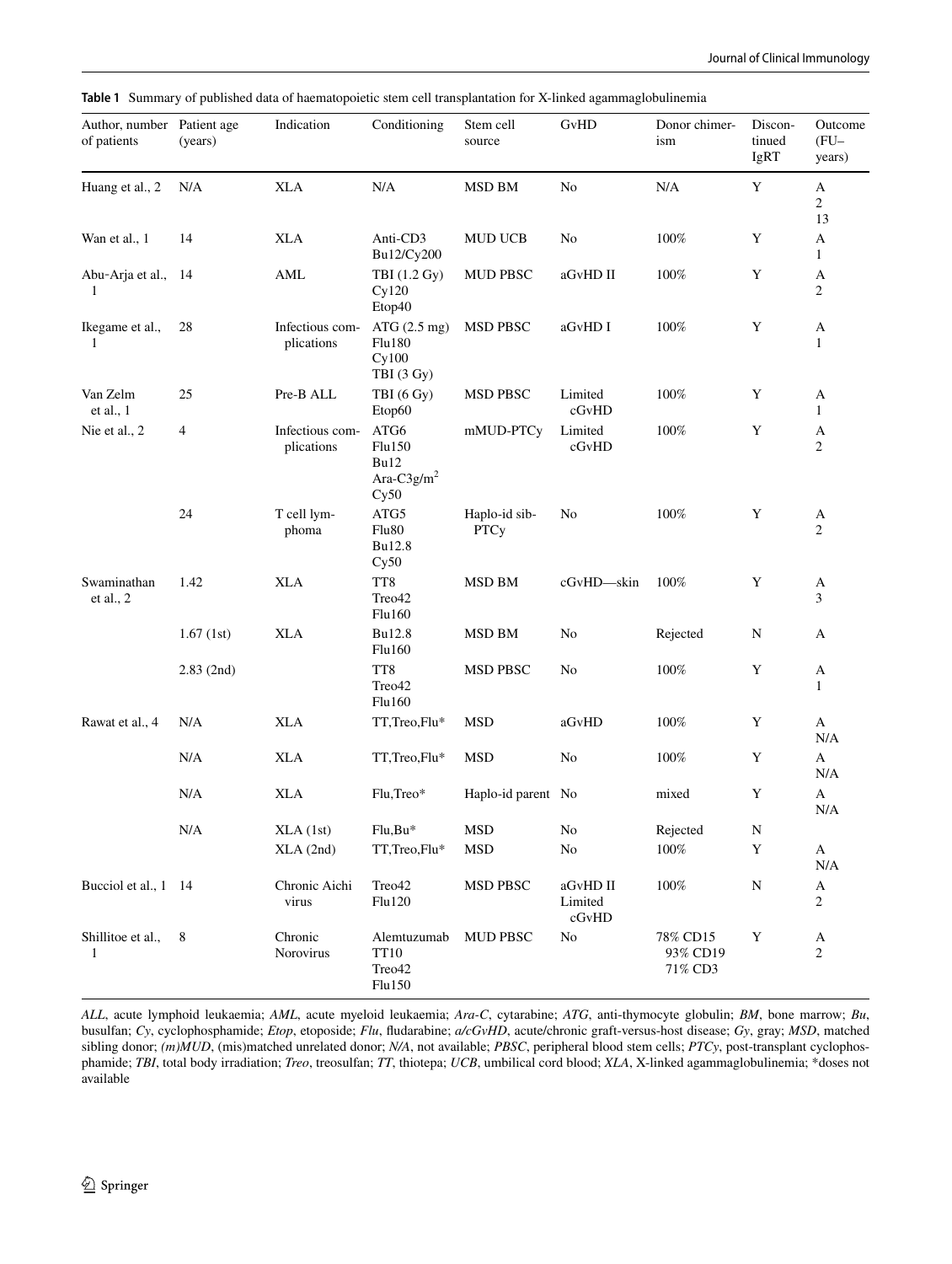**Table 1** Summary of published data of haematopoietic stem cell transplantation for X-linked agammaglobulinemia

| Author, number of patients | Patient age (years) | Indication | Conditioning | Stem cell source | GvHD | Donor chimerism | Discontinued IgRT | Outcome (FU–years) |
|---|---|---|---|---|---|---|---|---|
| Huang et al., 2 | N/A | XLA | N/A | MSD BM | No | N/A | Y | A 2 13 |
| Wan et al., 1 | 14 | XLA | Anti-CD3 Bu12/Cy200 | MUD UCB | No | 100% | Y | A 1 |
| Abu-Arja et al., 1 | 14 | AML | TBI (1.2 Gy) Cy120 Etop40 | MUD PBSC | aGvHD II | 100% | Y | A 2 |
| Ikegame et al., 1 | 28 | Infectious complications | ATG (2.5 mg) Flu180 Cy100 TBI (3 Gy) | MSD PBSC | aGvHD I | 100% | Y | A 1 |
| Van Zelm et al., 1 | 25 | Pre-B ALL | TBI (6 Gy) Etop60 | MSD PBSC | Limited cGvHD | 100% | Y | A 1 |
| Nie et al., 2 | 4 | Infectious complications | ATG6 Flu150 Bu12 Ara-C3g/m$^2$ Cy50 | mMUD-PTCy | Limited cGvHD | 100% | Y | A 2 |
| | 24 | T cell lymphoma | ATG5 Flu80 Bu12.8 Cy50 | Haplo-id sib-PTCy | No | 100% | Y | A 2 |
| Swaminathan et al., 2 | 1.42 | XLA | TT8 Treo42 Flu160 | MSD BM | cGvHD—skin | 100% | Y | A 3 |
| | 1.67 (1st) | XLA | Bu12.8 Flu160 | MSD BM | No | Rejected | N | A |
| | 2.83 (2nd) | | TT8 Treo42 Flu160 | MSD PBSC | No | 100% | Y | A 1 |
| Rawat et al., 4 | N/A | XLA | TT,Treo,Flu* | MSD | aGvHD | 100% | Y | A N/A |
| | N/A | XLA | TT,Treo,Flu* | MSD | No | 100% | Y | A N/A |
| | N/A | XLA | Flu,Treo* | Haplo-id parent | No | mixed | Y | A N/A |
| | N/A | XLA (1st) | Flu,Bu* | MSD | No | Rejected | N | |
| | | XLA (2nd) | TT,Treo,Flu* | MSD | No | 100% | Y | A N/A |
| Bucciol et al., 1 | 14 | Chronic Aichi virus | Treo42 Flu120 | MSD PBSC | aGvHD II Limited cGvHD | 100% | N | A 2 |
| Shillitoe et al., 1 | 8 | Chronic Norovirus | Alemtuzumab TT10 Treo42 Flu150 | MUD PBSC | No | 78% CD15 93% CD19 71% CD3 | Y | A 2 |

*ALL*, acute lymphoid leukaemia; *AML*, acute myeloid leukaemia; *Ara-C*, cytarabine; *ATG*, anti-thymocyte globulin; *BM*, bone marrow; *Bu*, busulfan; *Cy*, cyclophosphamide; *Etop*, etoposide; *Flu*, fludarabine; *a/cGvHD*, acute/chronic graft-versus-host disease; *Gy*, gray; *MSD*, matched sibling donor; *(m)MUD*, (mis)matched unrelated donor; *N/A*, not available; *PBSC*, peripheral blood stem cells; *PTCy*, post-transplant cyclophosphamide; *TBI*, total body irradiation; *Treo*, treosulfan; *TT*, thiotepa; *UCB*, umbilical cord blood; *XLA*, X-linked agammaglobulinemia; *doses not available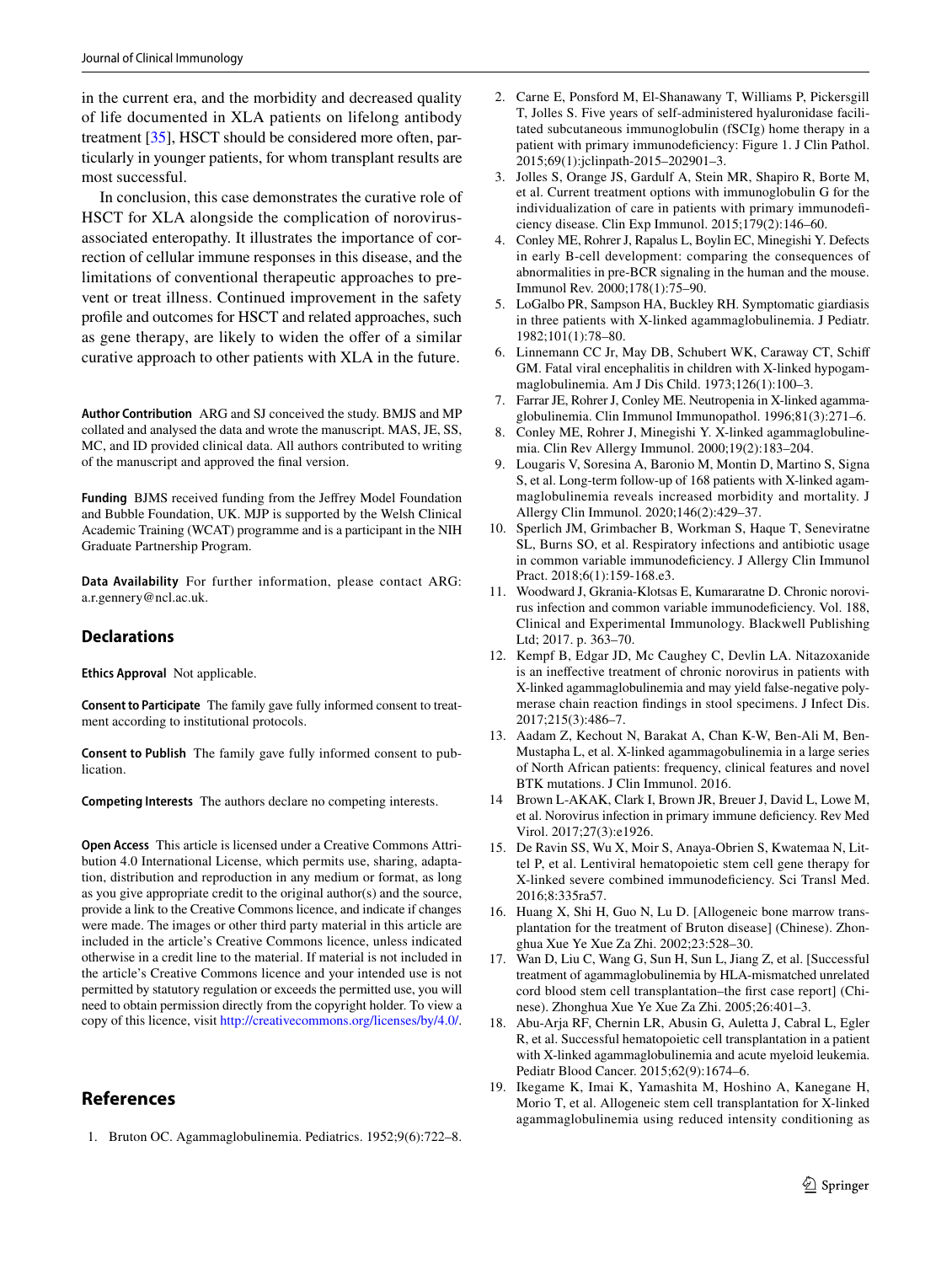in the current era, and the morbidity and decreased quality of life documented in XLA patients on lifelong antibody treatment [35], HSCT should be considered more often, particularly in younger patients, for whom transplant results are most successful.

In conclusion, this case demonstrates the curative role of HSCT for XLA alongside the complication of norovirus-associated enteropathy. It illustrates the importance of correction of cellular immune responses in this disease, and the limitations of conventional therapeutic approaches to prevent or treat illness. Continued improvement in the safety profile and outcomes for HSCT and related approaches, such as gene therapy, are likely to widen the offer of a similar curative approach to other patients with XLA in the future.

**Author Contribution** ARG and SJ conceived the study. BMJS and MP collated and analysed the data and wrote the manuscript. MAS, JE, SS, MC, and ID provided clinical data. All authors contributed to writing of the manuscript and approved the final version.

**Funding** BJMS received funding from the Jeffrey Model Foundation and Bubble Foundation, UK. MJP is supported by the Welsh Clinical Academic Training (WCAT) programme and is a participant in the NIH Graduate Partnership Program.

**Data Availability** For further information, please contact ARG: a.r.gennery@ncl.ac.uk.

## Declarations

**Ethics Approval** Not applicable.

**Consent to Participate** The family gave fully informed consent to treatment according to institutional protocols.

**Consent to Publish** The family gave fully informed consent to publication.

**Competing Interests** The authors declare no competing interests.

**Open Access** This article is licensed under a Creative Commons Attribution 4.0 International License, which permits use, sharing, adaptation, distribution and reproduction in any medium or format, as long as you give appropriate credit to the original author(s) and the source, provide a link to the Creative Commons licence, and indicate if changes were made. The images or other third party material in this article are included in the article's Creative Commons licence, unless indicated otherwise in a credit line to the material. If material is not included in the article's Creative Commons licence and your intended use is not permitted by statutory regulation or exceeds the permitted use, you will need to obtain permission directly from the copyright holder. To view a copy of this licence, visit http://creativecommons.org/licenses/by/4.0/.

## References

1. Bruton OC. Agammaglobulinemia. Pediatrics. 1952;9(6):722–8.
2. Carne E, Ponsford M, El-Shanawany T, Williams P, Pickersgill T, Jolles S. Five years of self-administered hyaluronidase facilitated subcutaneous immunoglobulin (fSCIg) home therapy in a patient with primary immunodeficiency: Figure 1. J Clin Pathol. 2015;69(1):jclinpath-2015–202901–3.
3. Jolles S, Orange JS, Gardulf A, Stein MR, Shapiro R, Borte M, et al. Current treatment options with immunoglobulin G for the individualization of care in patients with primary immunodeficiency disease. Clin Exp Immunol. 2015;179(2):146–60.
4. Conley ME, Rohrer J, Rapalus L, Boylin EC, Minegishi Y. Defects in early B-cell development: comparing the consequences of abnormalities in pre-BCR signaling in the human and the mouse. Immunol Rev. 2000;178(1):75–90.
5. LoGalbo PR, Sampson HA, Buckley RH. Symptomatic giardiasis in three patients with X-linked agammaglobulinemia. J Pediatr. 1982;101(1):78–80.
6. Linnemann CC Jr, May DB, Schubert WK, Caraway CT, Schiff GM. Fatal viral encephalitis in children with X-linked hypogammaglobulinemia. Am J Dis Child. 1973;126(1):100–3.
7. Farrar JE, Rohrer J, Conley ME. Neutropenia in X-linked agammaglobulinemia. Clin Immunol Immunopathol. 1996;81(3):271–6.
8. Conley ME, Rohrer J, Minegishi Y. X-linked agammaglobulinemia. Clin Rev Allergy Immunol. 2000;19(2):183–204.
9. Lougaris V, Soresina A, Baronio M, Montin D, Martino S, Signa S, et al. Long-term follow-up of 168 patients with X-linked agammaglobulinemia reveals increased morbidity and mortality. J Allergy Clin Immunol. 2020;146(2):429–37.
10. Sperlich JM, Grimbacher B, Workman S, Haque T, Seneviratne SL, Burns SO, et al. Respiratory infections and antibiotic usage in common variable immunodeficiency. J Allergy Clin Immunol Pract. 2018;6(1):159-168.e3.
11. Woodward J, Gkrania-Klotsas E, Kumararatne D. Chronic norovirus infection and common variable immunodeficiency. Vol. 188, Clinical and Experimental Immunology. Blackwell Publishing Ltd; 2017. p. 363–70.
12. Kempf B, Edgar JD, Mc Caughey C, Devlin LA. Nitazoxanide is an ineffective treatment of chronic norovirus in patients with X-linked agammaglobulinemia and may yield false-negative polymerase chain reaction findings in stool specimens. J Infect Dis. 2017;215(3):486–7.
13. Aadam Z, Kechout N, Barakat A, Chan K-W, Ben-Ali M, Ben-Mustapha L, et al. X-linked agammagobulinemia in a large series of North African patients: frequency, clinical features and novel BTK mutations. J Clin Immunol. 2016.
14. Brown L-AKAK, Clark I, Brown JR, Breuer J, David L, Lowe M, et al. Norovirus infection in primary immune deficiency. Rev Med Virol. 2017;27(3):e1926.
15. De Ravin SS, Wu X, Moir S, Anaya-Obrien S, Kwatemaa N, Littel P, et al. Lentiviral hematopoietic stem cell gene therapy for X-linked severe combined immunodeficiency. Sci Transl Med. 2016;8:335ra57.
16. Huang X, Shi H, Guo N, Lu D. [Allogeneic bone marrow transplantation for the treatment of Bruton disease] (Chinese). Zhonghua Xue Ye Xue Za Zhi. 2002;23:528–30.
17. Wan D, Liu C, Wang G, Sun H, Sun L, Jiang Z, et al. [Successful treatment of agammaglobulinemia by HLA-mismatched unrelated cord blood stem cell transplantation–the first case report] (Chinese). Zhonghua Xue Ye Xue Za Zhi. 2005;26:401–3.
18. Abu-Arja RF, Chernin LR, Abusin G, Auletta J, Cabral L, Egler R, et al. Successful hematopoietic cell transplantation in a patient with X-linked agammaglobulinemia and acute myeloid leukemia. Pediatr Blood Cancer. 2015;62(9):1674–6.
19. Ikegame K, Imai K, Yamashita M, Hoshino A, Kanegane H, Morio T, et al. Allogeneic stem cell transplantation for X-linked agammaglobulinemia using reduced intensity conditioning as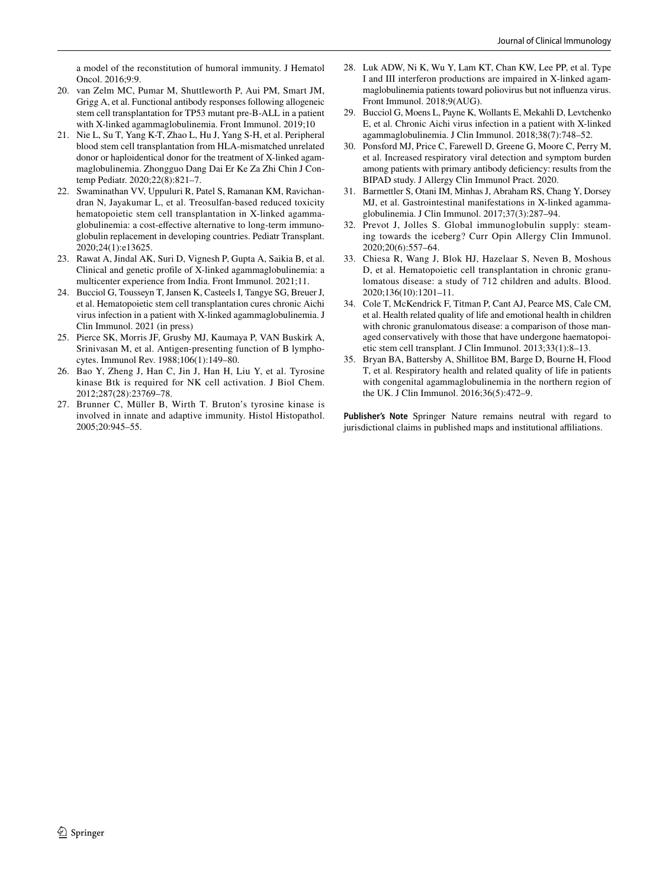a model of the reconstitution of humoral immunity. J Hematol Oncol. 2016;9:9.

20. van Zelm MC, Pumar M, Shuttleworth P, Aui PM, Smart JM, Grigg A, et al. Functional antibody responses following allogeneic stem cell transplantation for TP53 mutant pre-B-ALL in a patient with X-linked agammaglobulinemia. Front Immunol. 2019;10
21. Nie L, Su T, Yang K-T, Zhao L, Hu J, Yang S-H, et al. Peripheral blood stem cell transplantation from HLA-mismatched unrelated donor or haploidentical donor for the treatment of X-linked agammaglobulinemia. Zhongguo Dang Dai Er Ke Za Zhi Chin J Contemp Pediatr. 2020;22(8):821–7.
22. Swaminathan VV, Uppuluri R, Patel S, Ramanan KM, Ravichandran N, Jayakumar L, et al. Treosulfan-based reduced toxicity hematopoietic stem cell transplantation in X-linked agammaglobulinemia: a cost-effective alternative to long-term immunoglobulin replacement in developing countries. Pediatr Transplant. 2020;24(1):e13625.
23. Rawat A, Jindal AK, Suri D, Vignesh P, Gupta A, Saikia B, et al. Clinical and genetic profile of X-linked agammaglobulinemia: a multicenter experience from India. Front Immunol. 2021;11.
24. Bucciol G, Tousseyn T, Jansen K, Casteels I, Tangye SG, Breuer J, et al. Hematopoietic stem cell transplantation cures chronic Aichi virus infection in a patient with X-linked agammaglobulinemia. J Clin Immunol. 2021 (in press)
25. Pierce SK, Morris JF, Grusby MJ, Kaumaya P, VAN Buskirk A, Srinivasan M, et al. Antigen-presenting function of B lymphocytes. Immunol Rev. 1988;106(1):149–80.
26. Bao Y, Zheng J, Han C, Jin J, Han H, Liu Y, et al. Tyrosine kinase Btk is required for NK cell activation. J Biol Chem. 2012;287(28):23769–78.
27. Brunner C, Müller B, Wirth T. Bruton's tyrosine kinase is involved in innate and adaptive immunity. Histol Histopathol. 2005;20:945–55.
28. Luk ADW, Ni K, Wu Y, Lam KT, Chan KW, Lee PP, et al. Type I and III interferon productions are impaired in X-linked agammaglobulinemia patients toward poliovirus but not influenza virus. Front Immunol. 2018;9(AUG).
29. Bucciol G, Moens L, Payne K, Wollants E, Mekahli D, Levtchenko E, et al. Chronic Aichi virus infection in a patient with X-linked agammaglobulinemia. J Clin Immunol. 2018;38(7):748–52.
30. Ponsford MJ, Price C, Farewell D, Greene G, Moore C, Perry M, et al. Increased respiratory viral detection and symptom burden among patients with primary antibody deficiency: results from the BIPAD study. J Allergy Clin Immunol Pract. 2020.
31. Barmettler S, Otani IM, Minhas J, Abraham RS, Chang Y, Dorsey MJ, et al. Gastrointestinal manifestations in X-linked agammaglobulinemia. J Clin Immunol. 2017;37(3):287–94.
32. Prevot J, Jolles S. Global immunoglobulin supply: steaming towards the iceberg? Curr Opin Allergy Clin Immunol. 2020;20(6):557–64.
33. Chiesa R, Wang J, Blok HJ, Hazelaar S, Neven B, Moshous D, et al. Hematopoietic cell transplantation in chronic granulomatous disease: a study of 712 children and adults. Blood. 2020;136(10):1201–11.
34. Cole T, McKendrick F, Titman P, Cant AJ, Pearce MS, Cale CM, et al. Health related quality of life and emotional health in children with chronic granulomatous disease: a comparison of those managed conservatively with those that have undergone haematopoietic stem cell transplant. J Clin Immunol. 2013;33(1):8–13.
35. Bryan BA, Battersby A, Shillitoe BM, Barge D, Bourne H, Flood T, et al. Respiratory health and related quality of life in patients with congenital agammaglobulinemia in the northern region of the UK. J Clin Immunol. 2016;36(5):472–9.

**Publisher's Note** Springer Nature remains neutral with regard to jurisdictional claims in published maps and institutional affiliations.